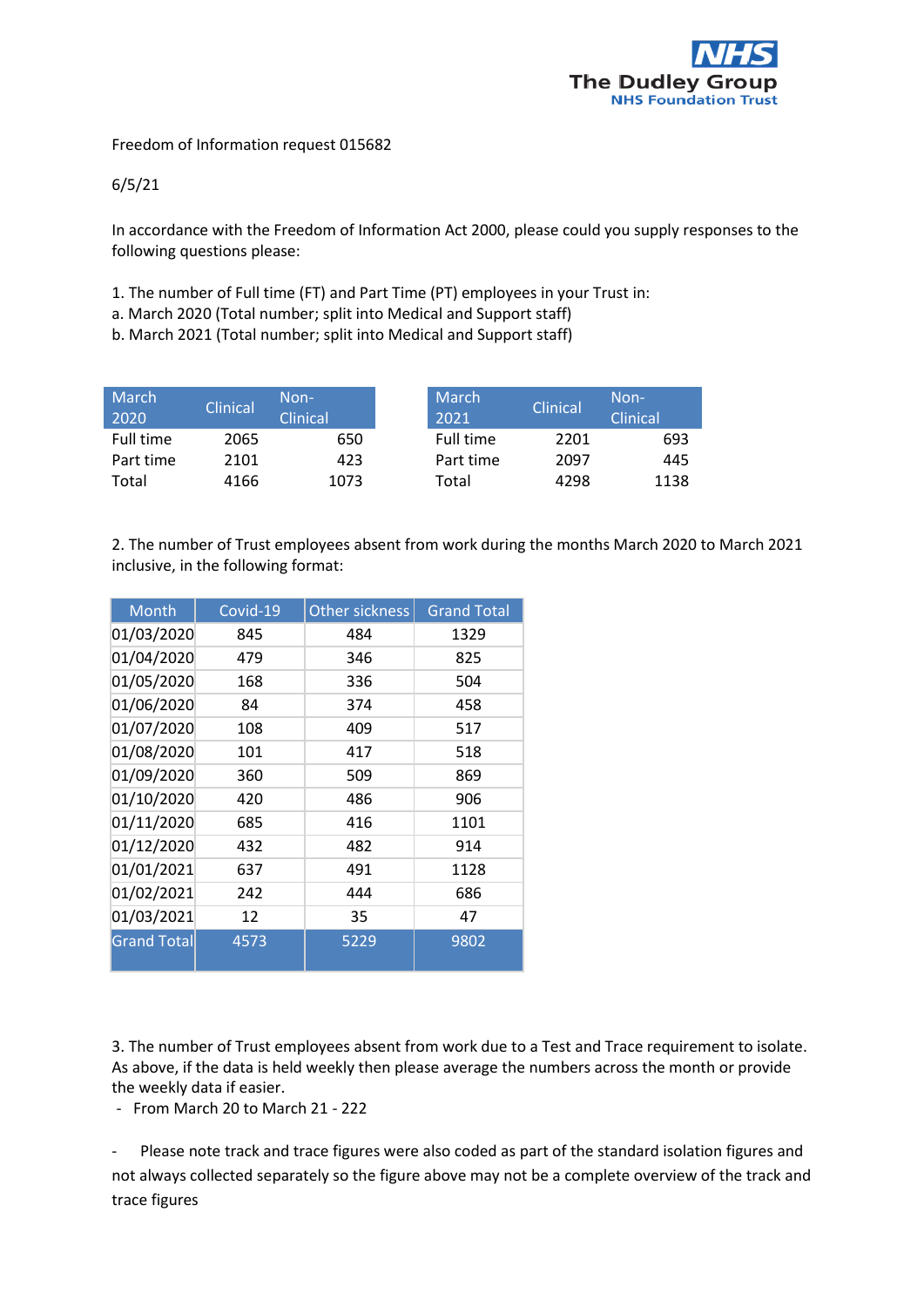The Dudley Group
NHS Foundation Trust

Freedom of Information request 015682

6/5/21

In accordance with the Freedom of Information Act 2000, please could you supply responses to the following questions please:

1. The number of Full time (FT) and Part Time (PT) employees in your Trust in:
a. March 2020 (Total number; split into Medical and Support staff)
b. March 2021 (Total number; split into Medical and Support staff)

| March 2020 | Clinical | Non-Clinical |
|---|---|---|
| Full time | 2065 | 650 |
| Part time | 2101 | 423 |
| Total | 4166 | 1073 |

| March 2021 | Clinical | Non-Clinical |
|---|---|---|
| Full time | 2201 | 693 |
| Part time | 2097 | 445 |
| Total | 4298 | 1138 |

2. The number of Trust employees absent from work during the months March 2020 to March 2021 inclusive, in the following format:

| Month | Covid-19 | Other sickness | Grand Total |
|---|---|---|---|
| 01/03/2020 | 845 | 484 | 1329 |
| 01/04/2020 | 479 | 346 | 825 |
| 01/05/2020 | 168 | 336 | 504 |
| 01/06/2020 | 84 | 374 | 458 |
| 01/07/2020 | 108 | 409 | 517 |
| 01/08/2020 | 101 | 417 | 518 |
| 01/09/2020 | 360 | 509 | 869 |
| 01/10/2020 | 420 | 486 | 906 |
| 01/11/2020 | 685 | 416 | 1101 |
| 01/12/2020 | 432 | 482 | 914 |
| 01/01/2021 | 637 | 491 | 1128 |
| 01/02/2021 | 242 | 444 | 686 |
| 01/03/2021 | 12 | 35 | 47 |
| Grand Total | 4573 | 5229 | 9802 |

3. The number of Trust employees absent from work due to a Test and Trace requirement to isolate. As above, if the data is held weekly then please average the numbers across the month or provide the weekly data if easier.

- From March 20 to March 21 - 222

- Please note track and trace figures were also coded as part of the standard isolation figures and not always collected separately so the figure above may not be a complete overview of the track and trace figures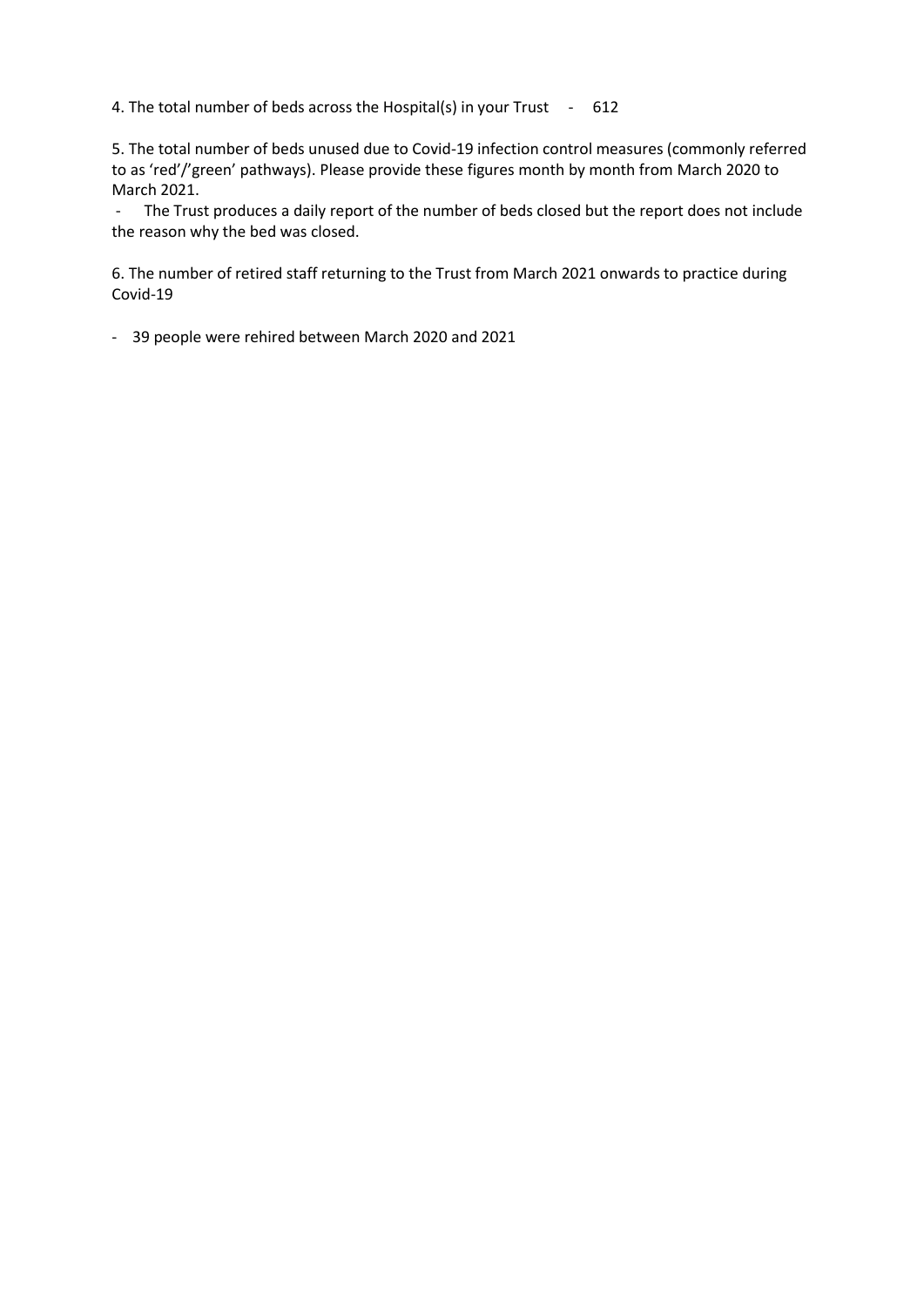4. The total number of beds across the Hospital(s) in your Trust - 612

5. The total number of beds unused due to Covid-19 infection control measures (commonly referred to as 'red'/'green' pathways). Please provide these figures month by month from March 2020 to March 2021.

- The Trust produces a daily report of the number of beds closed but the report does not include the reason why the bed was closed.

6. The number of retired staff returning to the Trust from March 2021 onwards to practice during Covid-19

- 39 people were rehired between March 2020 and 2021